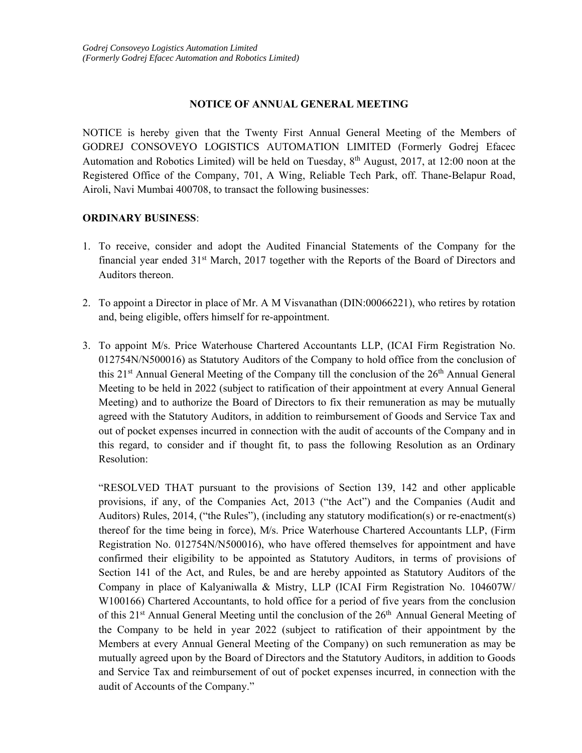*Godrej Consoveyo Logistics Automation Limited*
*(Formerly Godrej Efacec Automation and Robotics Limited)*

# NOTICE OF ANNUAL GENERAL MEETING

NOTICE is hereby given that the Twenty First Annual General Meeting of the Members of GODREJ CONSOVEYO LOGISTICS AUTOMATION LIMITED (Formerly Godrej Efacec Automation and Robotics Limited) will be held on Tuesday, 8th August, 2017, at 12:00 noon at the Registered Office of the Company, 701, A Wing, Reliable Tech Park, off. Thane-Belapur Road, Airoli, Navi Mumbai 400708, to transact the following businesses:

**ORDINARY BUSINESS**:

1. To receive, consider and adopt the Audited Financial Statements of the Company for the financial year ended 31st March, 2017 together with the Reports of the Board of Directors and Auditors thereon.

2. To appoint a Director in place of Mr. A M Visvanathan (DIN:00066221), who retires by rotation and, being eligible, offers himself for re-appointment.

3. To appoint M/s. Price Waterhouse Chartered Accountants LLP, (ICAI Firm Registration No. 012754N/N500016) as Statutory Auditors of the Company to hold office from the conclusion of this 21st Annual General Meeting of the Company till the conclusion of the 26th Annual General Meeting to be held in 2022 (subject to ratification of their appointment at every Annual General Meeting) and to authorize the Board of Directors to fix their remuneration as may be mutually agreed with the Statutory Auditors, in addition to reimbursement of Goods and Service Tax and out of pocket expenses incurred in connection with the audit of accounts of the Company and in this regard, to consider and if thought fit, to pass the following Resolution as an Ordinary Resolution:

   "RESOLVED THAT pursuant to the provisions of Section 139, 142 and other applicable provisions, if any, of the Companies Act, 2013 ("the Act") and the Companies (Audit and Auditors) Rules, 2014, ("the Rules"), (including any statutory modification(s) or re-enactment(s) thereof for the time being in force), M/s. Price Waterhouse Chartered Accountants LLP, (Firm Registration No. 012754N/N500016), who have offered themselves for appointment and have confirmed their eligibility to be appointed as Statutory Auditors, in terms of provisions of Section 141 of the Act, and Rules, be and are hereby appointed as Statutory Auditors of the Company in place of Kalyaniwalla & Mistry, LLP (ICAI Firm Registration No. 104607W/ W100166) Chartered Accountants, to hold office for a period of five years from the conclusion of this 21st Annual General Meeting until the conclusion of the 26th Annual General Meeting of the Company to be held in year 2022 (subject to ratification of their appointment by the Members at every Annual General Meeting of the Company) on such remuneration as may be mutually agreed upon by the Board of Directors and the Statutory Auditors, in addition to Goods and Service Tax and reimbursement of out of pocket expenses incurred, in connection with the audit of Accounts of the Company."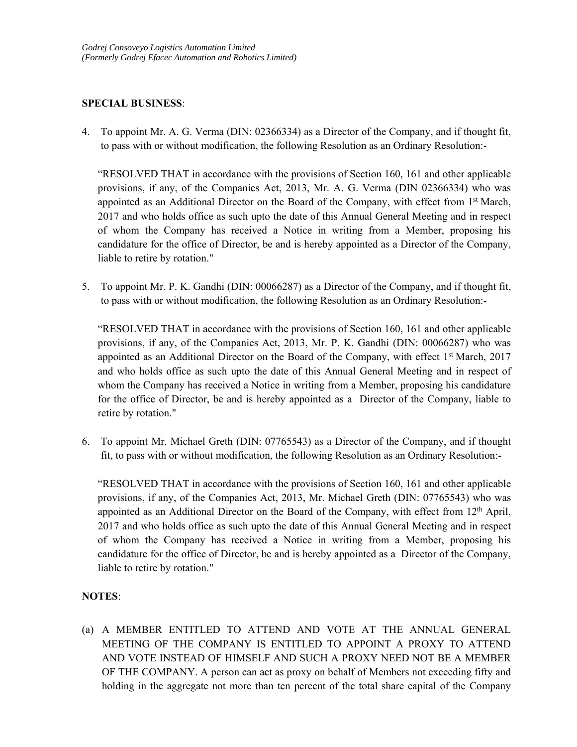**SPECIAL BUSINESS**:

4. To appoint Mr. A. G. Verma (DIN: 02366334) as a Director of the Company, and if thought fit, to pass with or without modification, the following Resolution as an Ordinary Resolution:-

 "RESOLVED THAT in accordance with the provisions of Section 160, 161 and other applicable provisions, if any, of the Companies Act, 2013, Mr. A. G. Verma (DIN 02366334) who was appointed as an Additional Director on the Board of the Company, with effect from 1st March, 2017 and who holds office as such upto the date of this Annual General Meeting and in respect of whom the Company has received a Notice in writing from a Member, proposing his candidature for the office of Director, be and is hereby appointed as a Director of the Company, liable to retire by rotation."

5. To appoint Mr. P. K. Gandhi (DIN: 00066287) as a Director of the Company, and if thought fit, to pass with or without modification, the following Resolution as an Ordinary Resolution:-

 "RESOLVED THAT in accordance with the provisions of Section 160, 161 and other applicable provisions, if any, of the Companies Act, 2013, Mr. P. K. Gandhi (DIN: 00066287) who was appointed as an Additional Director on the Board of the Company, with effect 1st March, 2017 and who holds office as such upto the date of this Annual General Meeting and in respect of whom the Company has received a Notice in writing from a Member, proposing his candidature for the office of Director, be and is hereby appointed as a Director of the Company, liable to retire by rotation."

6. To appoint Mr. Michael Greth (DIN: 07765543) as a Director of the Company, and if thought fit, to pass with or without modification, the following Resolution as an Ordinary Resolution:-

 "RESOLVED THAT in accordance with the provisions of Section 160, 161 and other applicable provisions, if any, of the Companies Act, 2013, Mr. Michael Greth (DIN: 07765543) who was appointed as an Additional Director on the Board of the Company, with effect from 12th April, 2017 and who holds office as such upto the date of this Annual General Meeting and in respect of whom the Company has received a Notice in writing from a Member, proposing his candidature for the office of Director, be and is hereby appointed as a Director of the Company, liable to retire by rotation."

**NOTES**:

(a) A MEMBER ENTITLED TO ATTEND AND VOTE AT THE ANNUAL GENERAL MEETING OF THE COMPANY IS ENTITLED TO APPOINT A PROXY TO ATTEND AND VOTE INSTEAD OF HIMSELF AND SUCH A PROXY NEED NOT BE A MEMBER OF THE COMPANY. A person can act as proxy on behalf of Members not exceeding fifty and holding in the aggregate not more than ten percent of the total share capital of the Company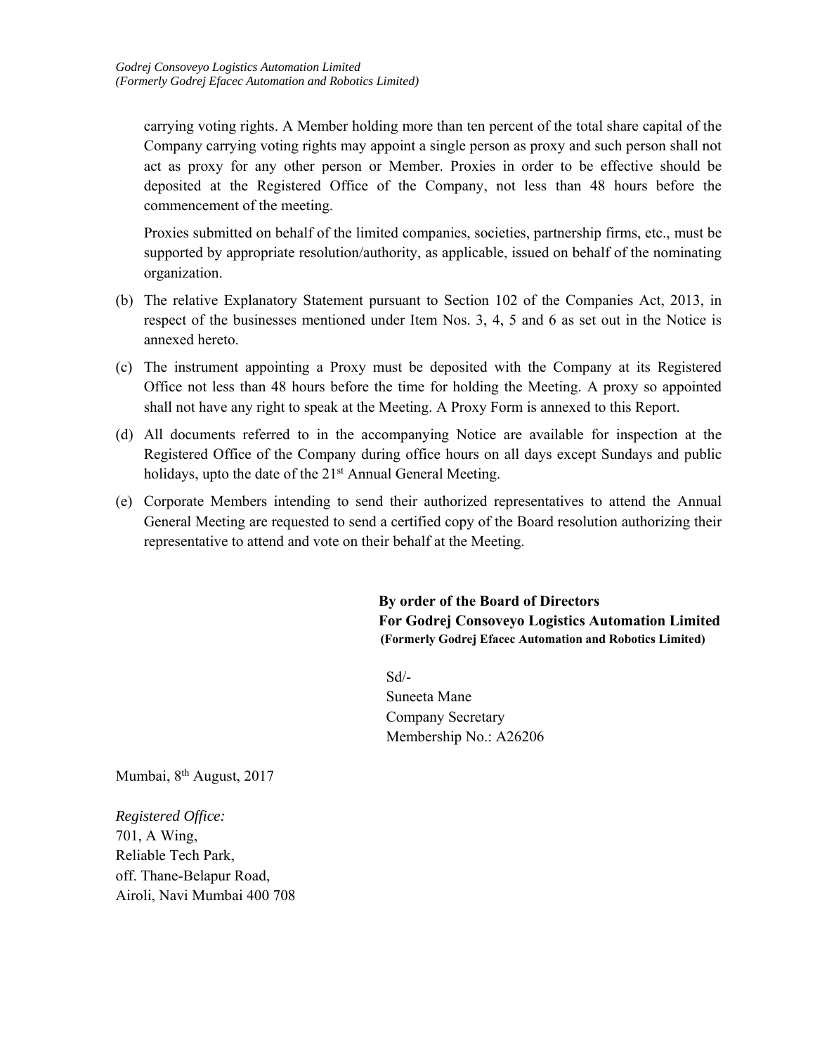carrying voting rights. A Member holding more than ten percent of the total share capital of the Company carrying voting rights may appoint a single person as proxy and such person shall not act as proxy for any other person or Member. Proxies in order to be effective should be deposited at the Registered Office of the Company, not less than 48 hours before the commencement of the meeting.

Proxies submitted on behalf of the limited companies, societies, partnership firms, etc., must be supported by appropriate resolution/authority, as applicable, issued on behalf of the nominating organization.

(b) The relative Explanatory Statement pursuant to Section 102 of the Companies Act, 2013, in respect of the businesses mentioned under Item Nos. 3, 4, 5 and 6 as set out in the Notice is annexed hereto.

(c) The instrument appointing a Proxy must be deposited with the Company at its Registered Office not less than 48 hours before the time for holding the Meeting. A proxy so appointed shall not have any right to speak at the Meeting. A Proxy Form is annexed to this Report.

(d) All documents referred to in the accompanying Notice are available for inspection at the Registered Office of the Company during office hours on all days except Sundays and public holidays, upto the date of the 21st Annual General Meeting.

(e) Corporate Members intending to send their authorized representatives to attend the Annual General Meeting are requested to send a certified copy of the Board resolution authorizing their representative to attend and vote on their behalf at the Meeting.

**By order of the Board of Directors**
**For Godrej Consoveyo Logistics Automation Limited**
**(Formerly Godrej Efacec Automation and Robotics Limited)**

Sd/-
Suneeta Mane
Company Secretary
Membership No.: A26206

Mumbai, 8th August, 2017

*Registered Office:*
701, A Wing,
Reliable Tech Park,
off. Thane-Belapur Road,
Airoli, Navi Mumbai 400 708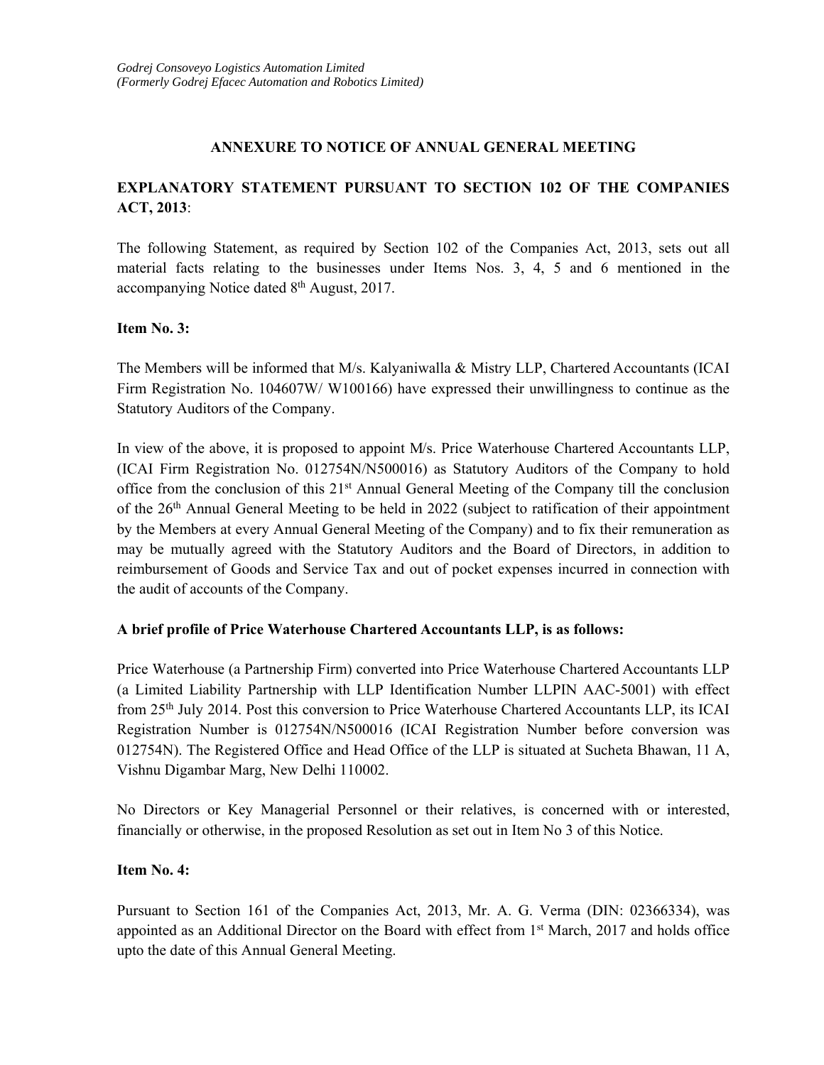*Godrej Consoveyo Logistics Automation Limited*
*(Formerly Godrej Efacec Automation and Robotics Limited)*

## ANNEXURE TO NOTICE OF ANNUAL GENERAL MEETING

## EXPLANATORY STATEMENT PURSUANT TO SECTION 102 OF THE COMPANIES ACT, 2013:

The following Statement, as required by Section 102 of the Companies Act, 2013, sets out all material facts relating to the businesses under Items Nos. 3, 4, 5 and 6 mentioned in the accompanying Notice dated 8th August, 2017.

**Item No. 3:**

The Members will be informed that M/s. Kalyaniwalla & Mistry LLP, Chartered Accountants (ICAI Firm Registration No. 104607W/ W100166) have expressed their unwillingness to continue as the Statutory Auditors of the Company.

In view of the above, it is proposed to appoint M/s. Price Waterhouse Chartered Accountants LLP, (ICAI Firm Registration No. 012754N/N500016) as Statutory Auditors of the Company to hold office from the conclusion of this 21st Annual General Meeting of the Company till the conclusion of the 26th Annual General Meeting to be held in 2022 (subject to ratification of their appointment by the Members at every Annual General Meeting of the Company) and to fix their remuneration as may be mutually agreed with the Statutory Auditors and the Board of Directors, in addition to reimbursement of Goods and Service Tax and out of pocket expenses incurred in connection with the audit of accounts of the Company.

**A brief profile of Price Waterhouse Chartered Accountants LLP, is as follows:**

Price Waterhouse (a Partnership Firm) converted into Price Waterhouse Chartered Accountants LLP (a Limited Liability Partnership with LLP Identification Number LLPIN AAC-5001) with effect from 25th July 2014. Post this conversion to Price Waterhouse Chartered Accountants LLP, its ICAI Registration Number is 012754N/N500016 (ICAI Registration Number before conversion was 012754N). The Registered Office and Head Office of the LLP is situated at Sucheta Bhawan, 11 A, Vishnu Digambar Marg, New Delhi 110002.

No Directors or Key Managerial Personnel or their relatives, is concerned with or interested, financially or otherwise, in the proposed Resolution as set out in Item No 3 of this Notice.

**Item No. 4:**

Pursuant to Section 161 of the Companies Act, 2013, Mr. A. G. Verma (DIN: 02366334), was appointed as an Additional Director on the Board with effect from 1st March, 2017 and holds office upto the date of this Annual General Meeting.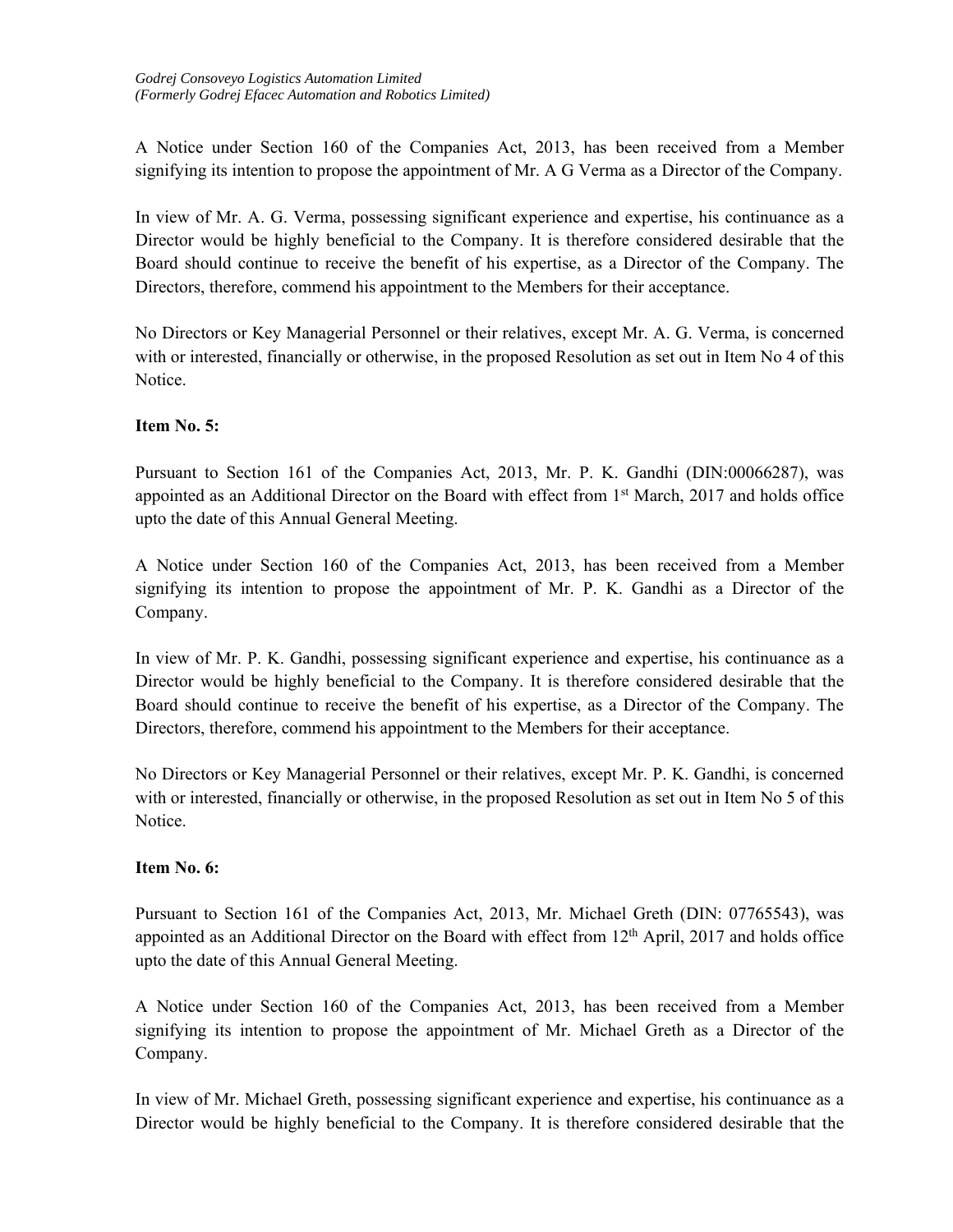A Notice under Section 160 of the Companies Act, 2013, has been received from a Member signifying its intention to propose the appointment of Mr. A G Verma as a Director of the Company.

In view of Mr. A. G. Verma, possessing significant experience and expertise, his continuance as a Director would be highly beneficial to the Company. It is therefore considered desirable that the Board should continue to receive the benefit of his expertise, as a Director of the Company. The Directors, therefore, commend his appointment to the Members for their acceptance.

No Directors or Key Managerial Personnel or their relatives, except Mr. A. G. Verma, is concerned with or interested, financially or otherwise, in the proposed Resolution as set out in Item No 4 of this Notice.

**Item No. 5:**

Pursuant to Section 161 of the Companies Act, 2013, Mr. P. K. Gandhi (DIN:00066287), was appointed as an Additional Director on the Board with effect from 1st March, 2017 and holds office upto the date of this Annual General Meeting.

A Notice under Section 160 of the Companies Act, 2013, has been received from a Member signifying its intention to propose the appointment of Mr. P. K. Gandhi as a Director of the Company.

In view of Mr. P. K. Gandhi, possessing significant experience and expertise, his continuance as a Director would be highly beneficial to the Company. It is therefore considered desirable that the Board should continue to receive the benefit of his expertise, as a Director of the Company. The Directors, therefore, commend his appointment to the Members for their acceptance.

No Directors or Key Managerial Personnel or their relatives, except Mr. P. K. Gandhi, is concerned with or interested, financially or otherwise, in the proposed Resolution as set out in Item No 5 of this Notice.

**Item No. 6:**

Pursuant to Section 161 of the Companies Act, 2013, Mr. Michael Greth (DIN: 07765543), was appointed as an Additional Director on the Board with effect from 12th April, 2017 and holds office upto the date of this Annual General Meeting.

A Notice under Section 160 of the Companies Act, 2013, has been received from a Member signifying its intention to propose the appointment of Mr. Michael Greth as a Director of the Company.

In view of Mr. Michael Greth, possessing significant experience and expertise, his continuance as a Director would be highly beneficial to the Company. It is therefore considered desirable that the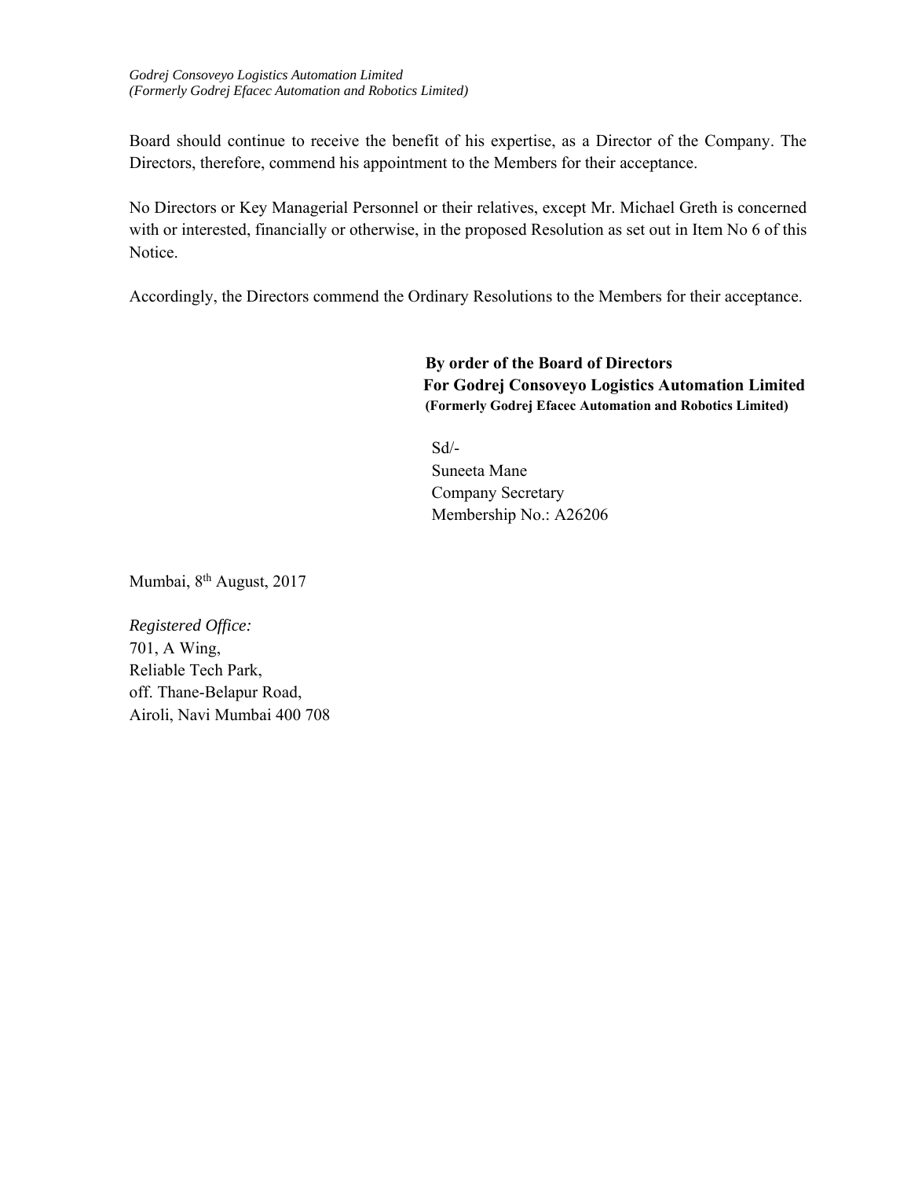Board should continue to receive the benefit of his expertise, as a Director of the Company. The Directors, therefore, commend his appointment to the Members for their acceptance.

No Directors or Key Managerial Personnel or their relatives, except Mr. Michael Greth is concerned with or interested, financially or otherwise, in the proposed Resolution as set out in Item No 6 of this Notice.

Accordingly, the Directors commend the Ordinary Resolutions to the Members for their acceptance.

**By order of the Board of Directors**
**For Godrej Consoveyo Logistics Automation Limited**
**(Formerly Godrej Efacec Automation and Robotics Limited)**

Sd/-
Suneeta Mane
Company Secretary
Membership No.: A26206

Mumbai, 8th August, 2017

*Registered Office:*
701, A Wing,
Reliable Tech Park,
off. Thane-Belapur Road,
Airoli, Navi Mumbai 400 708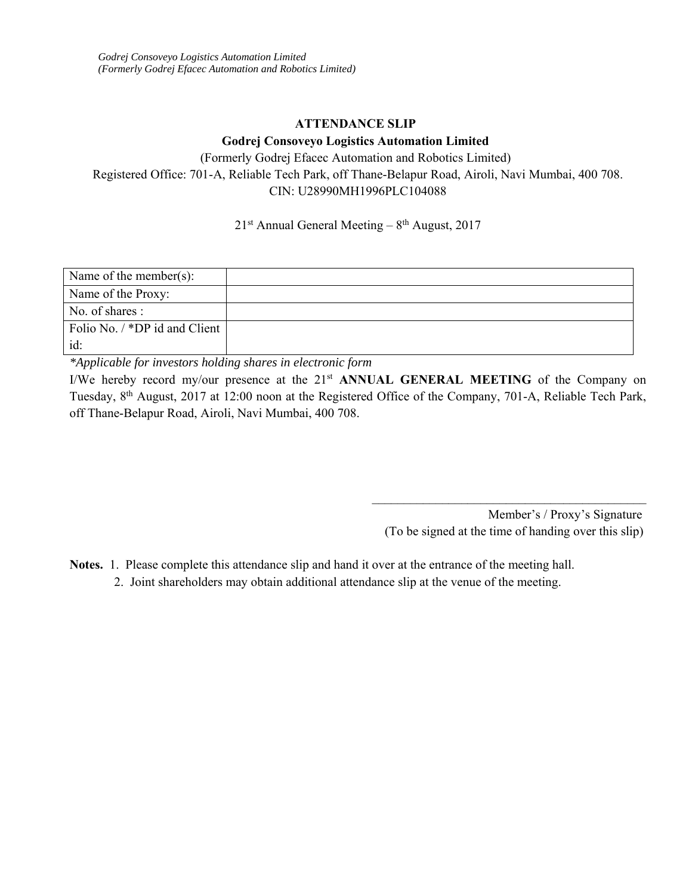**ATTENDANCE SLIP**

**Godrej Consoveyo Logistics Automation Limited**

(Formerly Godrej Efacec Automation and Robotics Limited)

Registered Office: 701-A, Reliable Tech Park, off Thane-Belapur Road, Airoli, Navi Mumbai, 400 708.

CIN: U28990MH1996PLC104088

21st Annual General Meeting – 8th August, 2017

| | |
|---|---|
| Name of the member(s): | |
| Name of the Proxy: | |
| No. of shares : | |
| Folio No. / *DP id and Client id: | |

*\*Applicable for investors holding shares in electronic form*

I/We hereby record my/our presence at the 21st **ANNUAL GENERAL MEETING** of the Company on Tuesday, 8th August, 2017 at 12:00 noon at the Registered Office of the Company, 701-A, Reliable Tech Park, off Thane-Belapur Road, Airoli, Navi Mumbai, 400 708.

\_\_\_\_\_\_\_\_\_\_\_\_\_\_\_\_\_\_\_\_\_\_\_\_\_\_\_\_\_\_\_\_\_\_\_\_\_\_\_\_\_\_\_\_

Member's / Proxy's Signature

(To be signed at the time of handing over this slip)

**Notes.**
1. Please complete this attendance slip and hand it over at the entrance of the meeting hall.
2. Joint shareholders may obtain additional attendance slip at the venue of the meeting.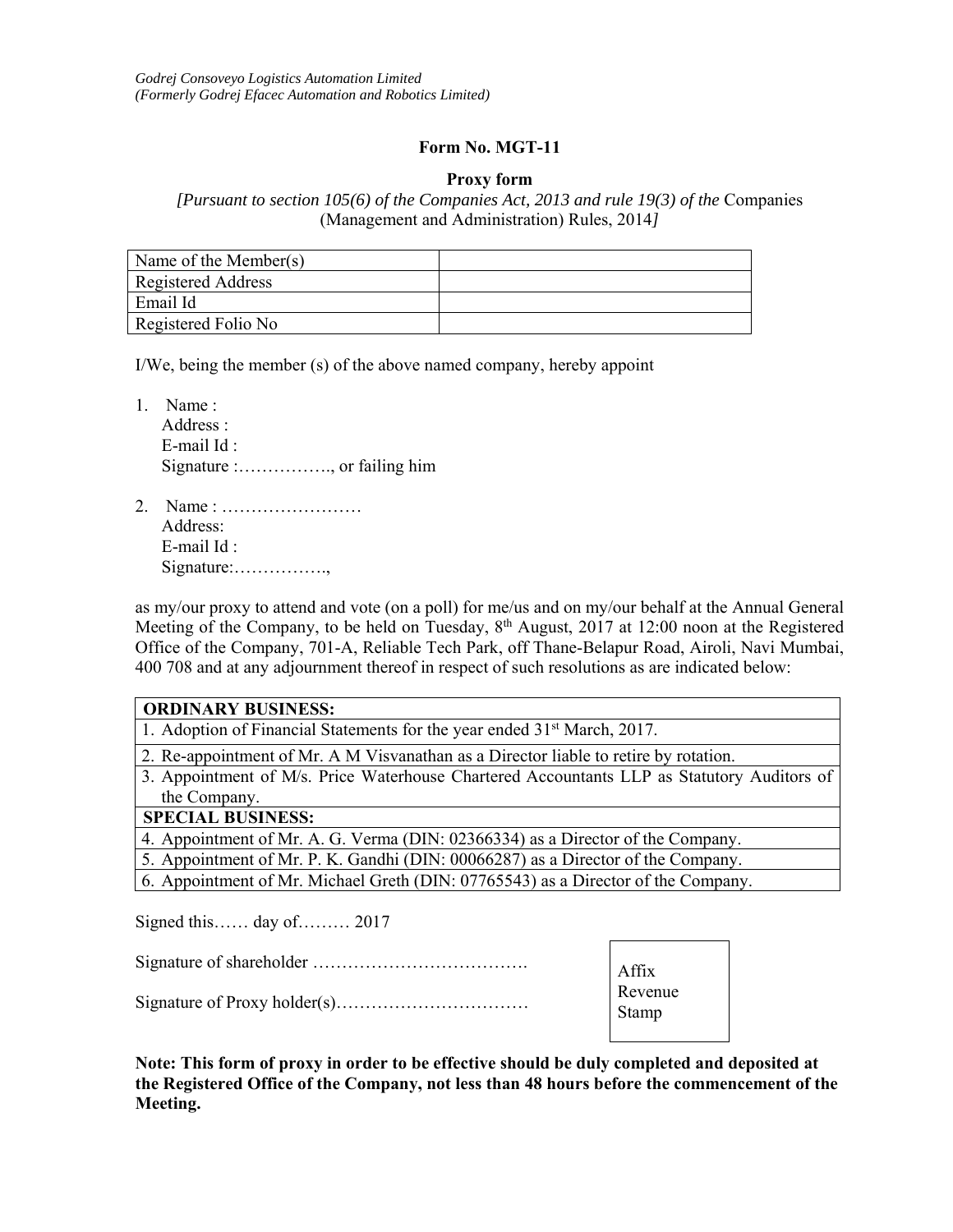*Godrej Consoveyo Logistics Automation Limited*
*(Formerly Godrej Efacec Automation and Robotics Limited)*

**Form No. MGT-11**

**Proxy form**

*[Pursuant to section 105(6) of the Companies Act, 2013 and rule 19(3) of the* Companies (Management and Administration) Rules, 2014*]*

| | |
|---|---|
| Name of the Member(s) | |
| Registered Address | |
| Email Id | |
| Registered Folio No | |

I/We, being the member (s) of the above named company, hereby appoint

1. Name :
   Address :
   E-mail Id :
   Signature :……………., or failing him

2. Name : ……………………
   Address:
   E-mail Id :
   Signature:…………….,

as my/our proxy to attend and vote (on a poll) for me/us and on my/our behalf at the Annual General Meeting of the Company, to be held on Tuesday, 8th August, 2017 at 12:00 noon at the Registered Office of the Company, 701-A, Reliable Tech Park, off Thane-Belapur Road, Airoli, Navi Mumbai, 400 708 and at any adjournment thereof in respect of such resolutions as are indicated below:

| |
|---|
| **ORDINARY BUSINESS:** |
| 1. Adoption of Financial Statements for the year ended 31st March, 2017. |
| 2. Re-appointment of Mr. A M Visvanathan as a Director liable to retire by rotation. |
| 3. Appointment of M/s. Price Waterhouse Chartered Accountants LLP as Statutory Auditors of the Company. |
| **SPECIAL BUSINESS:** |
| 4. Appointment of Mr. A. G. Verma (DIN: 02366334) as a Director of the Company. |
| 5. Appointment of Mr. P. K. Gandhi (DIN: 00066287) as a Director of the Company. |
| 6. Appointment of Mr. Michael Greth (DIN: 07765543) as a Director of the Company. |

Signed this…… day of……… 2017

Signature of shareholder ……………………………….

Signature of Proxy holder(s)……………………………

Affix Revenue Stamp

**Note: This form of proxy in order to be effective should be duly completed and deposited at the Registered Office of the Company, not less than 48 hours before the commencement of the Meeting.**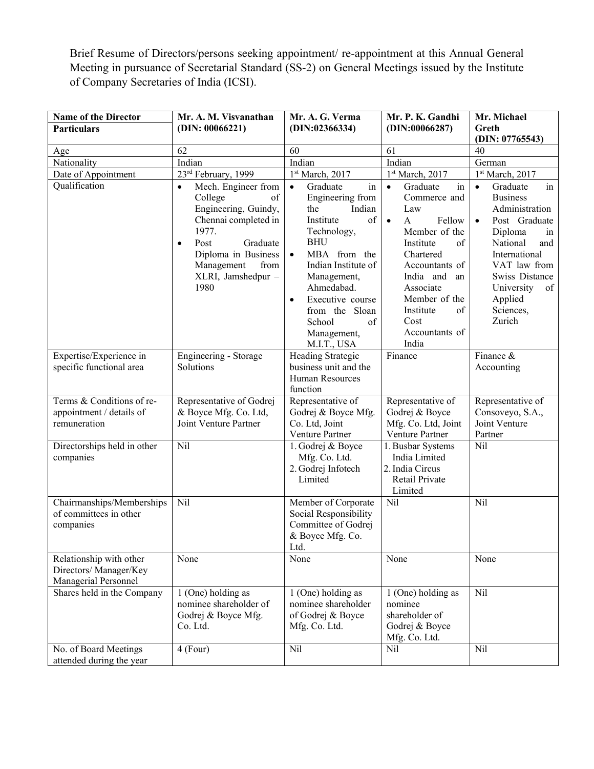Brief Resume of Directors/persons seeking appointment/ re-appointment at this Annual General Meeting in pursuance of Secretarial Standard (SS-2) on General Meetings issued by the Institute of Company Secretaries of India (ICSI).

| **Name of the Director**<br>**Particulars** | **Mr. A. M. Visvanathan (DIN: 00066221)** | **Mr. A. G. Verma (DIN:02366334)** | **Mr. P. K. Gandhi (DIN:00066287)** | **Mr. Michael Greth (DIN: 07765543)** |
|---|---|---|---|---|
| Age | 62 | 60 | 61 | 40 |
| Nationality | Indian | Indian | Indian | German |
| Date of Appointment | 23rd February, 1999 | 1st March, 2017 | 1st March, 2017 | 1st March, 2017 |
| Qualification | • Mech. Engineer from College of Engineering, Guindy, Chennai completed in 1977.<br>• Post Graduate Diploma in Business Management from XLRI, Jamshedpur – 1980 | • Graduate in Engineering from the Indian Institute of Technology, BHU<br>• MBA from the Indian Institute of Management, Ahmedabad.<br>• Executive course from the Sloan School of Management, M.I.T., USA | • Graduate in Commerce and Law<br>• A Fellow Member of the Institute of Chartered Accountants of India and an Associate Member of the Institute of Cost Accountants of India | • Graduate in Business Administration<br>• Post Graduate Diploma in National and International VAT law from Swiss Distance University of Applied Sciences, Zurich |
| Expertise/Experience in specific functional area | Engineering - Storage Solutions | Heading Strategic business unit and the Human Resources function | Finance | Finance & Accounting |
| Terms & Conditions of re-appointment / details of remuneration | Representative of Godrej & Boyce Mfg. Co. Ltd, Joint Venture Partner | Representative of Godrej & Boyce Mfg. Co. Ltd, Joint Venture Partner | Representative of Godrej & Boyce Mfg. Co. Ltd, Joint Venture Partner | Representative of Consoveyo, S.A., Joint Venture Partner |
| Directorships held in other companies | Nil | 1. Godrej & Boyce Mfg. Co. Ltd.<br>2. Godrej Infotech Limited | 1. Busbar Systems India Limited<br>2. India Circus Retail Private Limited | Nil |
| Chairmanships/Memberships of committees in other companies | Nil | Member of Corporate Social Responsibility Committee of Godrej & Boyce Mfg. Co. Ltd. | Nil | Nil |
| Relationship with other Directors/ Manager/Key Managerial Personnel | None | None | None | None |
| Shares held in the Company | 1 (One) holding as nominee shareholder of Godrej & Boyce Mfg. Co. Ltd. | 1 (One) holding as nominee shareholder of Godrej & Boyce Mfg. Co. Ltd. | 1 (One) holding as nominee shareholder of Godrej & Boyce Mfg. Co. Ltd. | Nil |
| No. of Board Meetings attended during the year | 4 (Four) | Nil | Nil | Nil |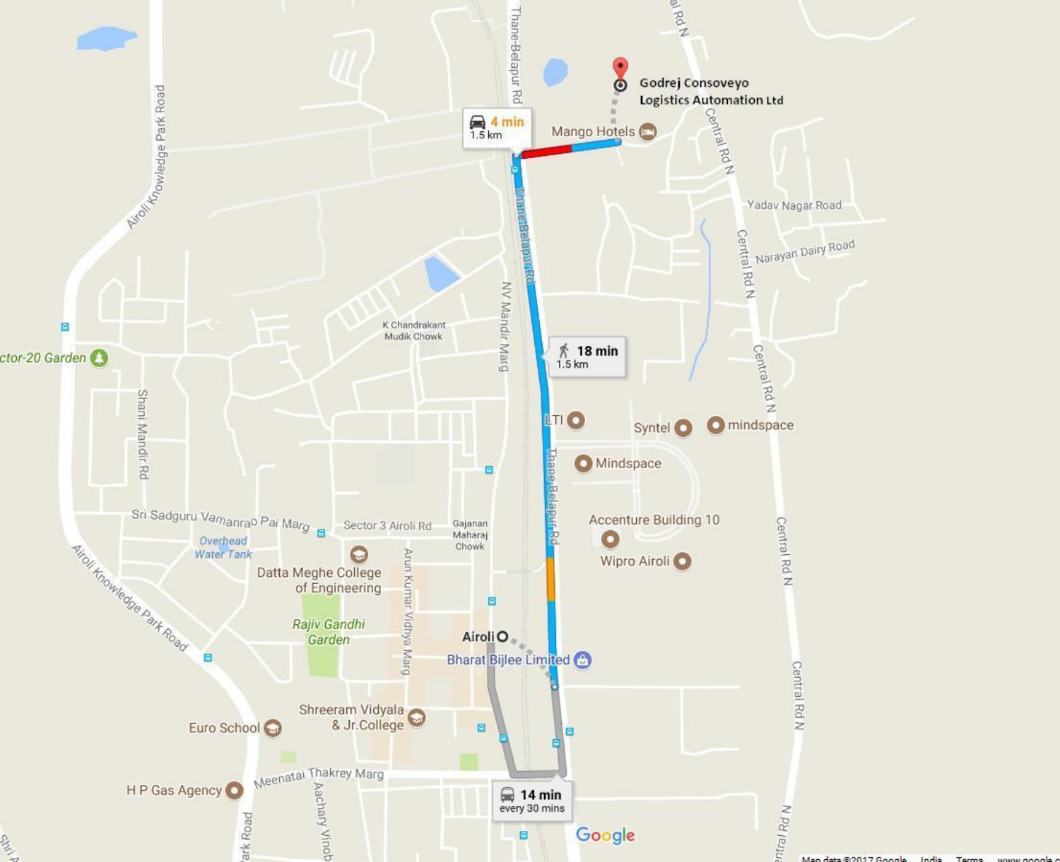Godrej Consoveyo Logistics Automation Ltd

4 min
1.5 km

Mango Hotels

18 min
1.5 km

14 min
every 30 mins

Thane-Belapur Rd

Airoli Knowledge Park Road

Central Rd N

Yadav Nagar Road

Narayan Dairy Road

K Chandrakant Mudik Chowk

NV Mandir Marg

ctor-20 Garden

Shani Mandir Rd

LTI

Syntel

mindspace

Mindspace

Accenture Building 10

Wipro Airoli

Sri Sadguru Vamanrao Pai Marg

Sector 3 Airoli Rd

Gajanan Maharaj Chowk

Overhead Water Tank

Datta Meghe College of Engineering

Arun Kumar Vidya Marg

Rajiv Gandhi Garden

Airoli

Bharat Bijlee Limited

Shreeram Vidyala & Jr.College

Euro School

H P Gas Agency

Meenatai Thakrey Marg

Aachary Vinob

Google

Map data ©2017 Google India Terms